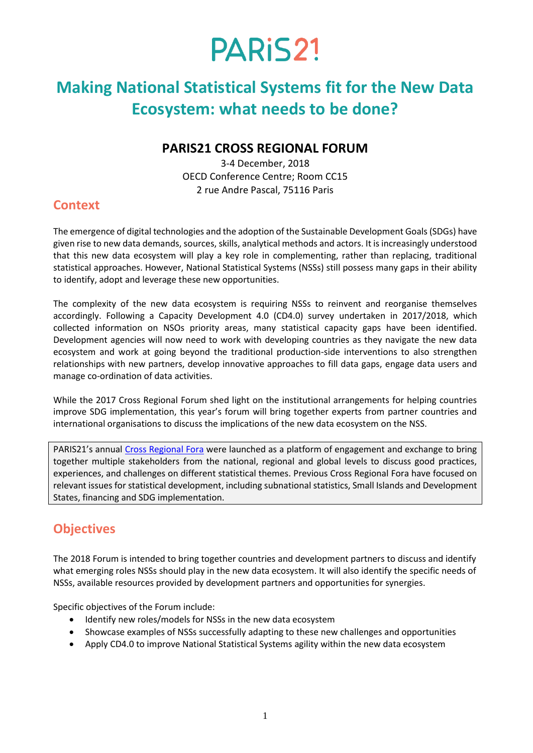# PARiS21

# Making National Statistical Systems fit for the New Data Ecosystem: what needs to be done?

## PARIS21 CROSS REGIONAL FORUM

3-4 December, 2018
OECD Conference Centre; Room CC15
2 rue Andre Pascal, 75116 Paris

## Context

The emergence of digital technologies and the adoption of the Sustainable Development Goals (SDGs) have given rise to new data demands, sources, skills, analytical methods and actors. It is increasingly understood that this new data ecosystem will play a key role in complementing, rather than replacing, traditional statistical approaches. However, National Statistical Systems (NSSs) still possess many gaps in their ability to identify, adopt and leverage these new opportunities.

The complexity of the new data ecosystem is requiring NSSs to reinvent and reorganise themselves accordingly. Following a Capacity Development 4.0 (CD4.0) survey undertaken in 2017/2018, which collected information on NSOs priority areas, many statistical capacity gaps have been identified. Development agencies will now need to work with developing countries as they navigate the new data ecosystem and work at going beyond the traditional production-side interventions to also strengthen relationships with new partners, develop innovative approaches to fill data gaps, engage data users and manage co-ordination of data activities.

While the 2017 Cross Regional Forum shed light on the institutional arrangements for helping countries improve SDG implementation, this year's forum will bring together experts from partner countries and international organisations to discuss the implications of the new data ecosystem on the NSS.

> PARIS21's annual Cross Regional Fora were launched as a platform of engagement and exchange to bring together multiple stakeholders from the national, regional and global levels to discuss good practices, experiences, and challenges on different statistical themes. Previous Cross Regional Fora have focused on relevant issues for statistical development, including subnational statistics, Small Islands and Development States, financing and SDG implementation.

## Objectives

The 2018 Forum is intended to bring together countries and development partners to discuss and identify what emerging roles NSSs should play in the new data ecosystem. It will also identify the specific needs of NSSs, available resources provided by development partners and opportunities for synergies.

Specific objectives of the Forum include:

- Identify new roles/models for NSSs in the new data ecosystem
- Showcase examples of NSSs successfully adapting to these new challenges and opportunities
- Apply CD4.0 to improve National Statistical Systems agility within the new data ecosystem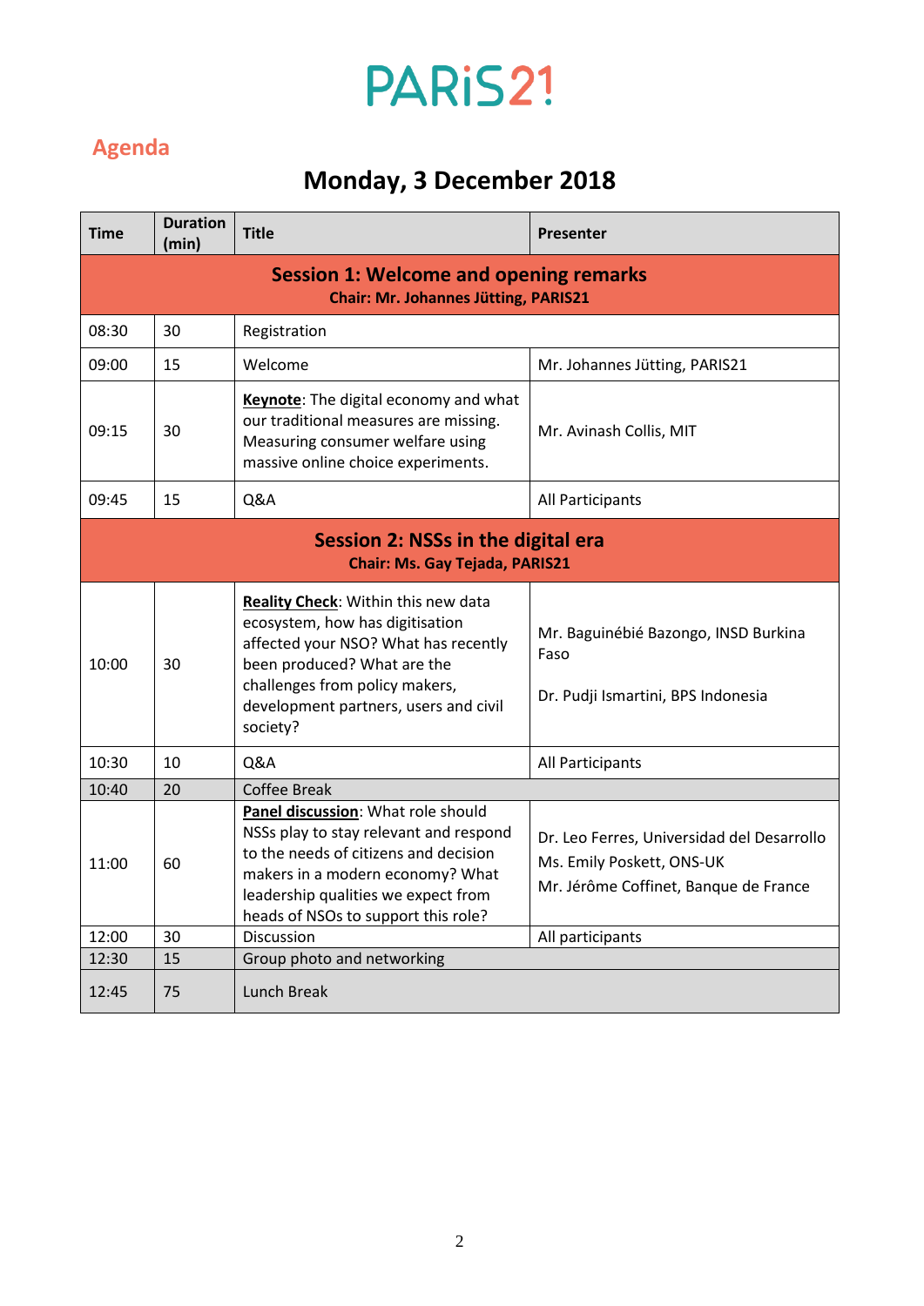# PARiS21

## Agenda

## Monday, 3 December 2018

| Time | Duration (min) | Title | Presenter |
|---|---|---|---|
| **Session 1: Welcome and opening remarks** **Chair: Mr. Johannes Jütting, PARIS21** | | | |
| 08:30 | 30 | Registration | |
| 09:00 | 15 | Welcome | Mr. Johannes Jütting, PARIS21 |
| 09:15 | 30 | **Keynote**: The digital economy and what our traditional measures are missing. Measuring consumer welfare using massive online choice experiments. | Mr. Avinash Collis, MIT |
| 09:45 | 15 | Q&A | All Participants |
| **Session 2: NSSs in the digital era** **Chair: Ms. Gay Tejada, PARIS21** | | | |
| 10:00 | 30 | **Reality Check**: Within this new data ecosystem, how has digitisation affected your NSO? What has recently been produced? What are the challenges from policy makers, development partners, users and civil society? | Mr. Baguinébié Bazongo, INSD Burkina Faso<br><br>Dr. Pudji Ismartini, BPS Indonesia |
| 10:30 | 10 | Q&A | All Participants |
| 10:40 | 20 | Coffee Break | |
| 11:00 | 60 | **Panel discussion**: What role should NSSs play to stay relevant and respond to the needs of citizens and decision makers in a modern economy? What leadership qualities we expect from heads of NSOs to support this role? | Dr. Leo Ferres, Universidad del Desarrollo<br>Ms. Emily Poskett, ONS-UK<br>Mr. Jérôme Coffinet, Banque de France |
| 12:00 | 30 | Discussion | All participants |
| 12:30 | 15 | Group photo and networking | |
| 12:45 | 75 | Lunch Break | |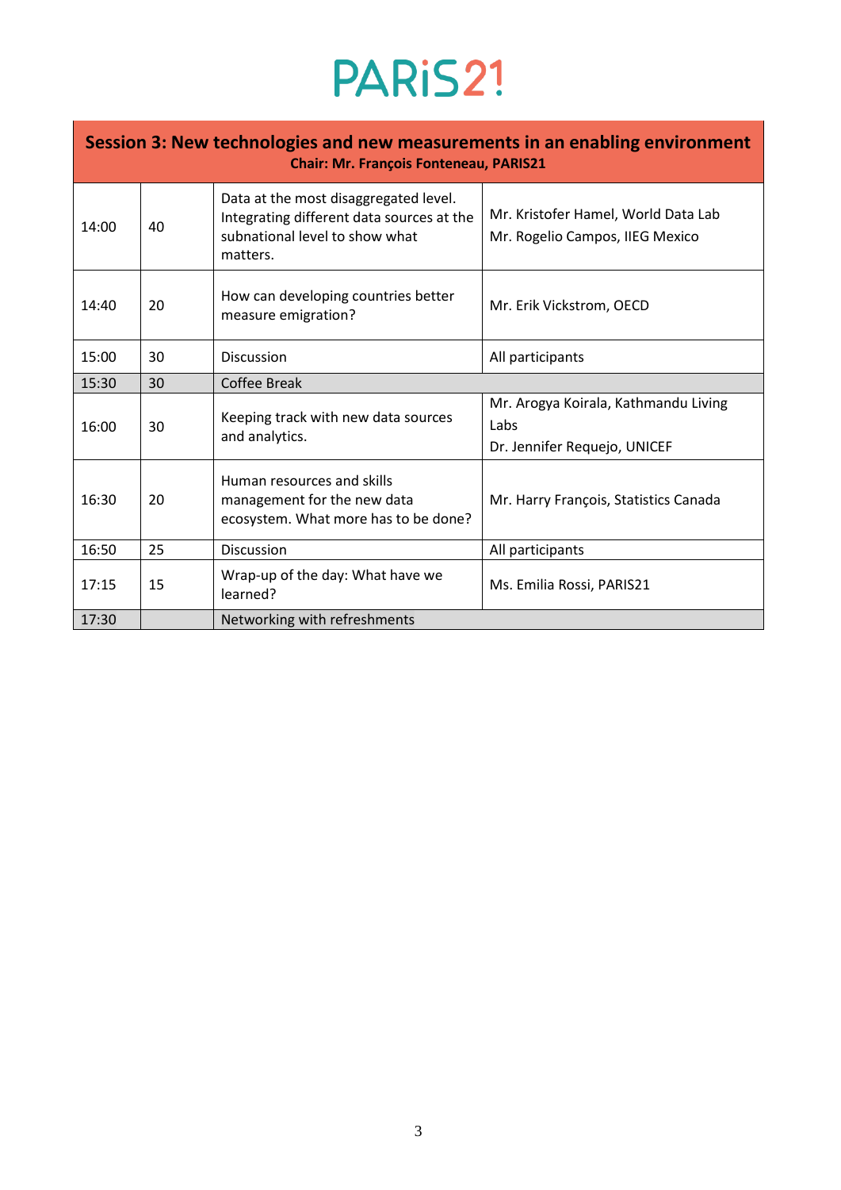# PARiS21

| Session 3: New technologies and new measurements in an enabling environment<br>Chair: Mr. François Fonteneau, PARIS21 | | | |
|---|---|---|---|
| 14:00 | 40 | Data at the most disaggregated level. Integrating different data sources at the subnational level to show what matters. | Mr. Kristofer Hamel, World Data Lab<br>Mr. Rogelio Campos, IIEG Mexico |
| 14:40 | 20 | How can developing countries better measure emigration? | Mr. Erik Vickstrom, OECD |
| 15:00 | 30 | Discussion | All participants |
| 15:30 | 30 | Coffee Break | |
| 16:00 | 30 | Keeping track with new data sources and analytics. | Mr. Arogya Koirala, Kathmandu Living Labs<br>Dr. Jennifer Requejo, UNICEF |
| 16:30 | 20 | Human resources and skills management for the new data ecosystem. What more has to be done? | Mr. Harry François, Statistics Canada |
| 16:50 | 25 | Discussion | All participants |
| 17:15 | 15 | Wrap-up of the day: What have we learned? | Ms. Emilia Rossi, PARIS21 |
| 17:30 | | Networking with refreshments | |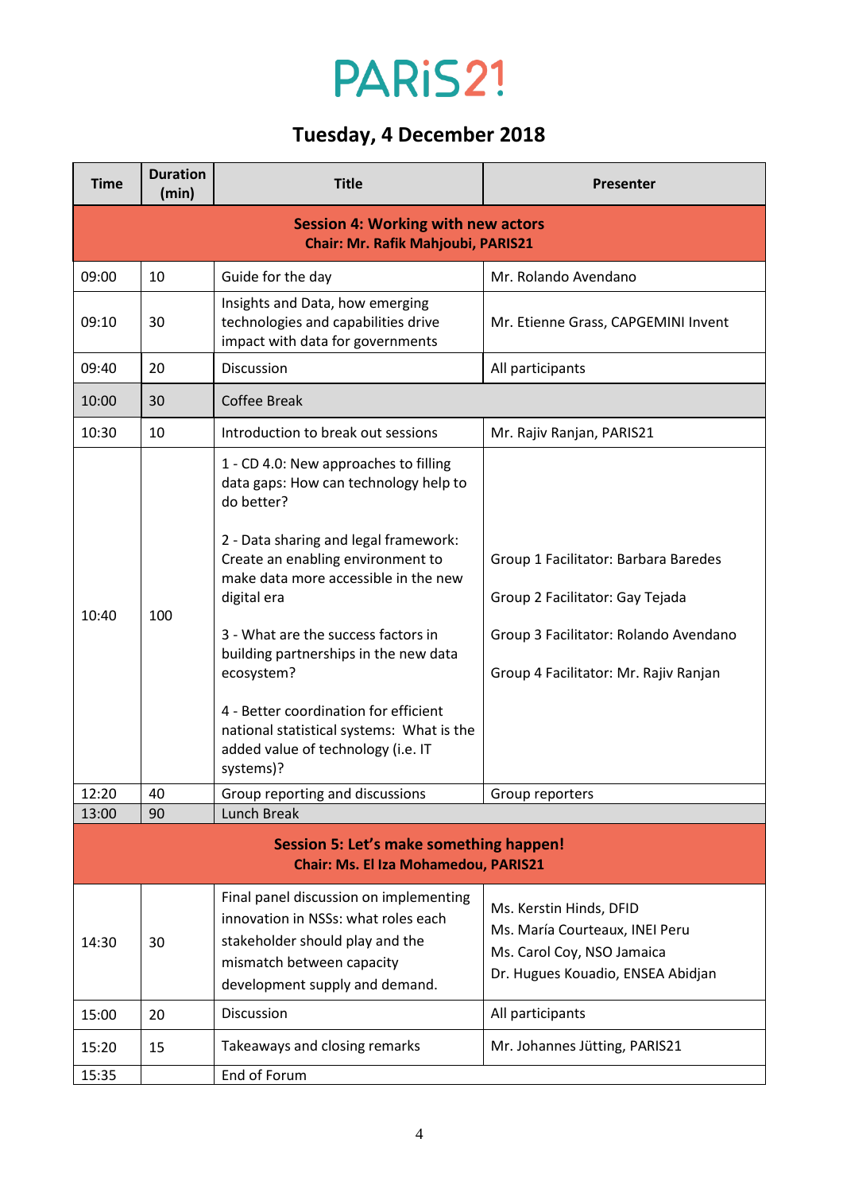# PARiS21

## Tuesday, 4 December 2018

| Time | Duration (min) | Title | Presenter |
|---|---|---|---|
| **Session 4: Working with new actors** **Chair: Mr. Rafik Mahjoubi, PARIS21** | | | |
| 09:00 | 10 | Guide for the day | Mr. Rolando Avendano |
| 09:10 | 30 | Insights and Data, how emerging technologies and capabilities drive impact with data for governments | Mr. Etienne Grass, CAPGEMINI Invent |
| 09:40 | 20 | Discussion | All participants |
| 10:00 | 30 | Coffee Break | |
| 10:30 | 10 | Introduction to break out sessions | Mr. Rajiv Ranjan, PARIS21 |
| 10:40 | 100 | 1 - CD 4.0: New approaches to filling data gaps: How can technology help to do better?<br><br>2 - Data sharing and legal framework: Create an enabling environment to make data more accessible in the new digital era<br><br>3 - What are the success factors in building partnerships in the new data ecosystem?<br><br>4 - Better coordination for efficient national statistical systems: What is the added value of technology (i.e. IT systems)? | Group 1 Facilitator: Barbara Baredes<br><br>Group 2 Facilitator: Gay Tejada<br><br>Group 3 Facilitator: Rolando Avendano<br><br>Group 4 Facilitator: Mr. Rajiv Ranjan |
| 12:20 | 40 | Group reporting and discussions | Group reporters |
| 13:00 | 90 | Lunch Break | |
| **Session 5: Let's make something happen!** **Chair: Ms. El Iza Mohamedou, PARIS21** | | | |
| 14:30 | 30 | Final panel discussion on implementing innovation in NSSs: what roles each stakeholder should play and the mismatch between capacity development supply and demand. | Ms. Kerstin Hinds, DFID<br>Ms. María Courteaux, INEI Peru<br>Ms. Carol Coy, NSO Jamaica<br>Dr. Hugues Kouadio, ENSEA Abidjan |
| 15:00 | 20 | Discussion | All participants |
| 15:20 | 15 | Takeaways and closing remarks | Mr. Johannes Jütting, PARIS21 |
| 15:35 | | End of Forum | |